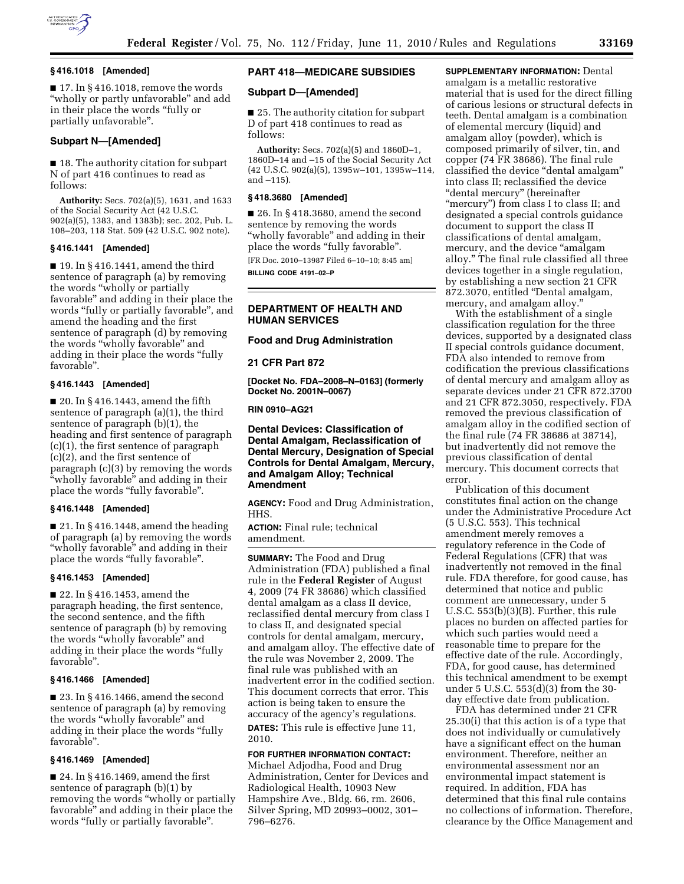### § 416.1018 [Amended]

■ 17. In § 416.1018, remove the words "wholly or partly unfavorable" and add in their place the words "fully or partially unfavorable".

### Subpart N—[Amended]

■ 18. The authority citation for subpart N of part 416 continues to read as follows:

**Authority:** Secs. 702(a)(5), 1631, and 1633 of the Social Security Act (42 U.S.C. 902(a)(5), 1383, and 1383b); sec. 202, Pub. L. 108–203, 118 Stat. 509 (42 U.S.C. 902 note).

### § 416.1441 [Amended]

■ 19. In § 416.1441, amend the third sentence of paragraph (a) by removing the words "wholly or partially favorable" and adding in their place the words "fully or partially favorable", and amend the heading and the first sentence of paragraph (d) by removing the words "wholly favorable" and adding in their place the words "fully favorable".

### § 416.1443 [Amended]

■ 20. In § 416.1443, amend the fifth sentence of paragraph (a)(1), the third sentence of paragraph (b)(1), the heading and first sentence of paragraph (c)(1), the first sentence of paragraph (c)(2), and the first sentence of paragraph (c)(3) by removing the words "wholly favorable" and adding in their place the words "fully favorable".

### § 416.1448 [Amended]

■ 21. In § 416.1448, amend the heading of paragraph (a) by removing the words "wholly favorable" and adding in their place the words "fully favorable".

### § 416.1453 [Amended]

■ 22. In § 416.1453, amend the paragraph heading, the first sentence, the second sentence, and the fifth sentence of paragraph (b) by removing the words "wholly favorable" and adding in their place the words "fully favorable".

### § 416.1466 [Amended]

■ 23. In § 416.1466, amend the second sentence of paragraph (a) by removing the words "wholly favorable" and adding in their place the words "fully favorable".

### § 416.1469 [Amended]

■ 24. In § 416.1469, amend the first sentence of paragraph (b)(1) by removing the words "wholly or partially favorable" and adding in their place the words "fully or partially favorable".

## PART 418—MEDICARE SUBSIDIES

### Subpart D—[Amended]

■ 25. The authority citation for subpart D of part 418 continues to read as follows:

**Authority:** Secs. 702(a)(5) and 1860D–1, 1860D–14 and –15 of the Social Security Act (42 U.S.C. 902(a)(5), 1395w–101, 1395w–114, and –115).

### § 418.3680 [Amended]

■ 26. In § 418.3680, amend the second sentence by removing the words "wholly favorable" and adding in their place the words "fully favorable".

[FR Doc. 2010–13987 Filed 6–10–10; 8:45 am]

**BILLING CODE 4191–02–P**

---

## DEPARTMENT OF HEALTH AND HUMAN SERVICES

### Food and Drug Administration

### 21 CFR Part 872

**[Docket No. FDA–2008–N–0163] (formerly Docket No. 2001N–0067)**

**RIN 0910–AG21**

## Dental Devices: Classification of Dental Amalgam, Reclassification of Dental Mercury, Designation of Special Controls for Dental Amalgam, Mercury, and Amalgam Alloy; Technical Amendment

**AGENCY:** Food and Drug Administration, HHS.

**ACTION:** Final rule; technical amendment.

**SUMMARY:** The Food and Drug Administration (FDA) published a final rule in the **Federal Register** of August 4, 2009 (74 FR 38686) which classified dental amalgam as a class II device, reclassified dental mercury from class I to class II, and designated special controls for dental amalgam, mercury, and amalgam alloy. The effective date of the rule was November 2, 2009. The final rule was published with an inadvertent error in the codified section. This document corrects that error. This action is being taken to ensure the accuracy of the agency's regulations.

**DATES:** This rule is effective June 11, 2010.

**FOR FURTHER INFORMATION CONTACT:** Michael Adjodha, Food and Drug Administration, Center for Devices and Radiological Health, 10903 New Hampshire Ave., Bldg. 66, rm. 2606, Silver Spring, MD 20993–0002, 301–796–6276.

**SUPPLEMENTARY INFORMATION:** Dental amalgam is a metallic restorative material that is used for the direct filling of carious lesions or structural defects in teeth. Dental amalgam is a combination of elemental mercury (liquid) and amalgam alloy (powder), which is composed primarily of silver, tin, and copper (74 FR 38686). The final rule classified the device "dental amalgam" into class II; reclassified the device "dental mercury" (hereinafter "mercury") from class I to class II; and designated a special controls guidance document to support the class II classifications of dental amalgam, mercury, and the device "amalgam alloy." The final rule classified all three devices together in a single regulation, by establishing a new section 21 CFR 872.3070, entitled "Dental amalgam, mercury, and amalgam alloy."

With the establishment of a single classification regulation for the three devices, supported by a designated class II special controls guidance document, FDA also intended to remove from codification the previous classifications of dental mercury and amalgam alloy as separate devices under 21 CFR 872.3700 and 21 CFR 872.3050, respectively. FDA removed the previous classification of amalgam alloy in the codified section of the final rule (74 FR 38686 at 38714), but inadvertently did not remove the previous classification of dental mercury. This document corrects that error.

Publication of this document constitutes final action on the change under the Administrative Procedure Act (5 U.S.C. 553). This technical amendment merely removes a regulatory reference in the Code of Federal Regulations (CFR) that was inadvertently not removed in the final rule. FDA therefore, for good cause, has determined that notice and public comment are unnecessary, under 5 U.S.C. 553(b)(3)(B). Further, this rule places no burden on affected parties for which such parties would need a reasonable time to prepare for the effective date of the rule. Accordingly, FDA, for good cause, has determined this technical amendment to be exempt under 5 U.S.C. 553(d)(3) from the 30-day effective date from publication.

FDA has determined under 21 CFR 25.30(i) that this action is of a type that does not individually or cumulatively have a significant effect on the human environment. Therefore, neither an environmental assessment nor an environmental impact statement is required. In addition, FDA has determined that this final rule contains no collections of information. Therefore, clearance by the Office Management and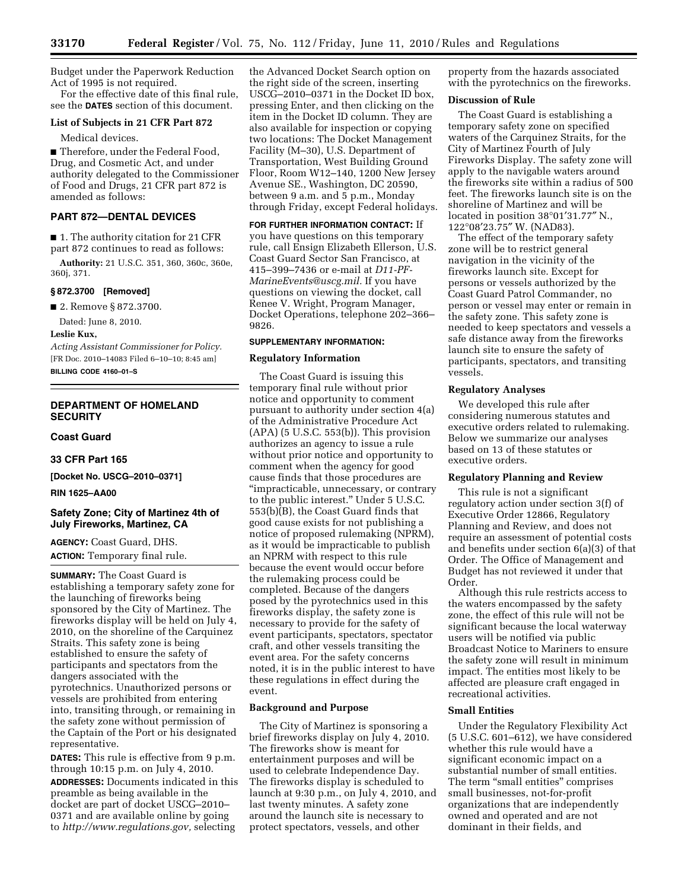Budget under the Paperwork Reduction Act of 1995 is not required.

For the effective date of this final rule, see the **DATES** section of this document.

**List of Subjects in 21 CFR Part 872**

Medical devices.

■ Therefore, under the Federal Food, Drug, and Cosmetic Act, and under authority delegated to the Commissioner of Food and Drugs, 21 CFR part 872 is amended as follows:

## PART 872—DENTAL DEVICES

■ 1. The authority citation for 21 CFR part 872 continues to read as follows:

**Authority:** 21 U.S.C. 351, 360, 360c, 360e, 360j, 371.

**§ 872.3700 [Removed]**

■ 2. Remove § 872.3700.

Dated: June 8, 2010.

**Leslie Kux,**

*Acting Assistant Commissioner for Policy.*

[FR Doc. 2010–14083 Filed 6–10–10; 8:45 am]

**BILLING CODE 4160–01–S**

## DEPARTMENT OF HOMELAND SECURITY

### Coast Guard

### 33 CFR Part 165

**[Docket No. USCG–2010–0371]**

**RIN 1625–AA00**

## Safety Zone; City of Martinez 4th of July Fireworks, Martinez, CA

**AGENCY:** Coast Guard, DHS.

**ACTION:** Temporary final rule.

**SUMMARY:** The Coast Guard is establishing a temporary safety zone for the launching of fireworks being sponsored by the City of Martinez. The fireworks display will be held on July 4, 2010, on the shoreline of the Carquinez Straits. This safety zone is being established to ensure the safety of participants and spectators from the dangers associated with the pyrotechnics. Unauthorized persons or vessels are prohibited from entering into, transiting through, or remaining in the safety zone without permission of the Captain of the Port or his designated representative.

**DATES:** This rule is effective from 9 p.m. through 10:15 p.m. on July 4, 2010.

**ADDRESSES:** Documents indicated in this preamble as being available in the docket are part of docket USCG–2010–0371 and are available online by going to *http://www.regulations.gov,* selecting the Advanced Docket Search option on the right side of the screen, inserting USCG–2010–0371 in the Docket ID box, pressing Enter, and then clicking on the item in the Docket ID column. They are also available for inspection or copying two locations: The Docket Management Facility (M–30), U.S. Department of Transportation, West Building Ground Floor, Room W12–140, 1200 New Jersey Avenue SE., Washington, DC 20590, between 9 a.m. and 5 p.m., Monday through Friday, except Federal holidays.

**FOR FURTHER INFORMATION CONTACT:** If you have questions on this temporary rule, call Ensign Elizabeth Ellerson, U.S. Coast Guard Sector San Francisco, at 415–399–7436 or e-mail at *D11-PF-MarineEvents@uscg.mil.* If you have questions on viewing the docket, call Renee V. Wright, Program Manager, Docket Operations, telephone 202–366–9826.

**SUPPLEMENTARY INFORMATION:**

### Regulatory Information

The Coast Guard is issuing this temporary final rule without prior notice and opportunity to comment pursuant to authority under section 4(a) of the Administrative Procedure Act (APA) (5 U.S.C. 553(b)). This provision authorizes an agency to issue a rule without prior notice and opportunity to comment when the agency for good cause finds that those procedures are "impracticable, unnecessary, or contrary to the public interest." Under 5 U.S.C. 553(b)(B), the Coast Guard finds that good cause exists for not publishing a notice of proposed rulemaking (NPRM), as it would be impracticable to publish an NPRM with respect to this rule because the event would occur before the rulemaking process could be completed. Because of the dangers posed by the pyrotechnics used in this fireworks display, the safety zone is necessary to provide for the safety of event participants, spectators, spectator craft, and other vessels transiting the event area. For the safety concerns noted, it is in the public interest to have these regulations in effect during the event.

### Background and Purpose

The City of Martinez is sponsoring a brief fireworks display on July 4, 2010. The fireworks show is meant for entertainment purposes and will be used to celebrate Independence Day. The fireworks display is scheduled to launch at 9:30 p.m., on July 4, 2010, and last twenty minutes. A safety zone around the launch site is necessary to protect spectators, vessels, and other property from the hazards associated with the pyrotechnics on the fireworks.

### Discussion of Rule

The Coast Guard is establishing a temporary safety zone on specified waters of the Carquinez Straits, for the City of Martinez Fourth of July Fireworks Display. The safety zone will apply to the navigable waters around the fireworks site within a radius of 500 feet. The fireworks launch site is on the shoreline of Martinez and will be located in position 38°01′31.77″ N., 122°08′23.75″ W. (NAD83).

The effect of the temporary safety zone will be to restrict general navigation in the vicinity of the fireworks launch site. Except for persons or vessels authorized by the Coast Guard Patrol Commander, no person or vessel may enter or remain in the safety zone. This safety zone is needed to keep spectators and vessels a safe distance away from the fireworks launch site to ensure the safety of participants, spectators, and transiting vessels.

### Regulatory Analyses

We developed this rule after considering numerous statutes and executive orders related to rulemaking. Below we summarize our analyses based on 13 of these statutes or executive orders.

### Regulatory Planning and Review

This rule is not a significant regulatory action under section 3(f) of Executive Order 12866, Regulatory Planning and Review, and does not require an assessment of potential costs and benefits under section 6(a)(3) of that Order. The Office of Management and Budget has not reviewed it under that Order.

Although this rule restricts access to the waters encompassed by the safety zone, the effect of this rule will not be significant because the local waterway users will be notified via public Broadcast Notice to Mariners to ensure the safety zone will result in minimum impact. The entities most likely to be affected are pleasure craft engaged in recreational activities.

### Small Entities

Under the Regulatory Flexibility Act (5 U.S.C. 601–612), we have considered whether this rule would have a significant economic impact on a substantial number of small entities. The term "small entities" comprises small businesses, not-for-profit organizations that are independently owned and operated and are not dominant in their fields, and